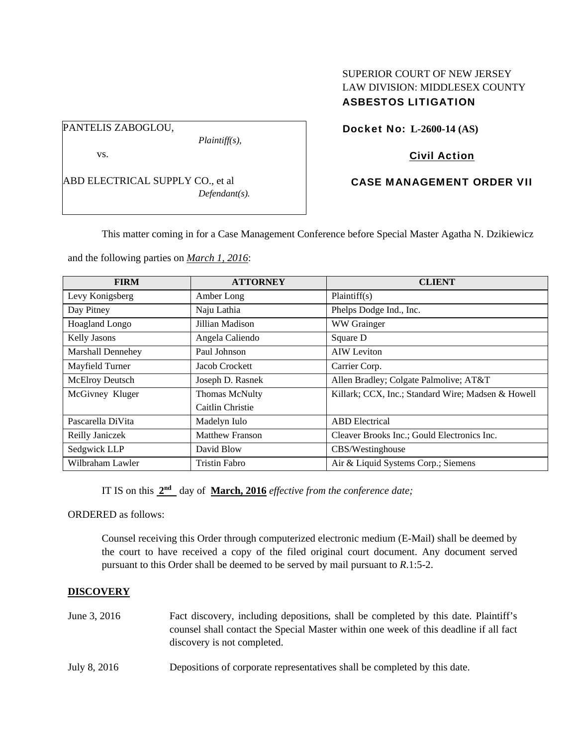SUPERIOR COURT OF NEW JERSEY
LAW DIVISION: MIDDLESEX COUNTY
**ASBESTOS LITIGATION**

PANTELIS ZABOGLOU,
*Plaintiff(s),*

vs.

ABD ELECTRICAL SUPPLY CO., et al
*Defendant(s).*

**Docket No: L-2600-14 (AS)**

**Civil Action**

**CASE MANAGEMENT ORDER VII**

This matter coming in for a Case Management Conference before Special Master Agatha N. Dzikiewicz and the following parties on ***March 1, 2016***:

| FIRM | ATTORNEY | CLIENT |
|---|---|---|
| Levy Konigsberg | Amber Long | Plaintiff(s) |
| Day Pitney | Naju Lathia | Phelps Dodge Ind., Inc. |
| Hoagland Longo | Jillian Madison | WW Grainger |
| Kelly Jasons | Angela Caliendo | Square D |
| Marshall Dennehey | Paul Johnson | AIW Leviton |
| Mayfield Turner | Jacob Crockett | Carrier Corp. |
| McElroy Deutsch | Joseph D. Rasnek | Allen Bradley; Colgate Palmolive; AT&T |
| McGivney Kluger | Thomas McNulty<br>Caitlin Christie | Killark; CCX, Inc.; Standard Wire; Madsen & Howell |
| Pascarella DiVita | Madelyn Iulo | ABD Electrical |
| Reilly Janiczek | Matthew Franson | Cleaver Brooks Inc.; Gould Electronics Inc. |
| Sedgwick LLP | David Blow | CBS/Westinghouse |
| Wilbraham Lawler | Tristin Fabro | Air & Liquid Systems Corp.; Siemens |

IT IS on this **2nd** day of **March, 2016** *effective from the conference date;*

ORDERED as follows:

Counsel receiving this Order through computerized electronic medium (E-Mail) shall be deemed by the court to have received a copy of the filed original court document. Any document served pursuant to this Order shall be deemed to be served by mail pursuant to *R*.1:5-2.

**DISCOVERY**

June 3, 2016 — Fact discovery, including depositions, shall be completed by this date. Plaintiff's counsel shall contact the Special Master within one week of this deadline if all fact discovery is not completed.

July 8, 2016 — Depositions of corporate representatives shall be completed by this date.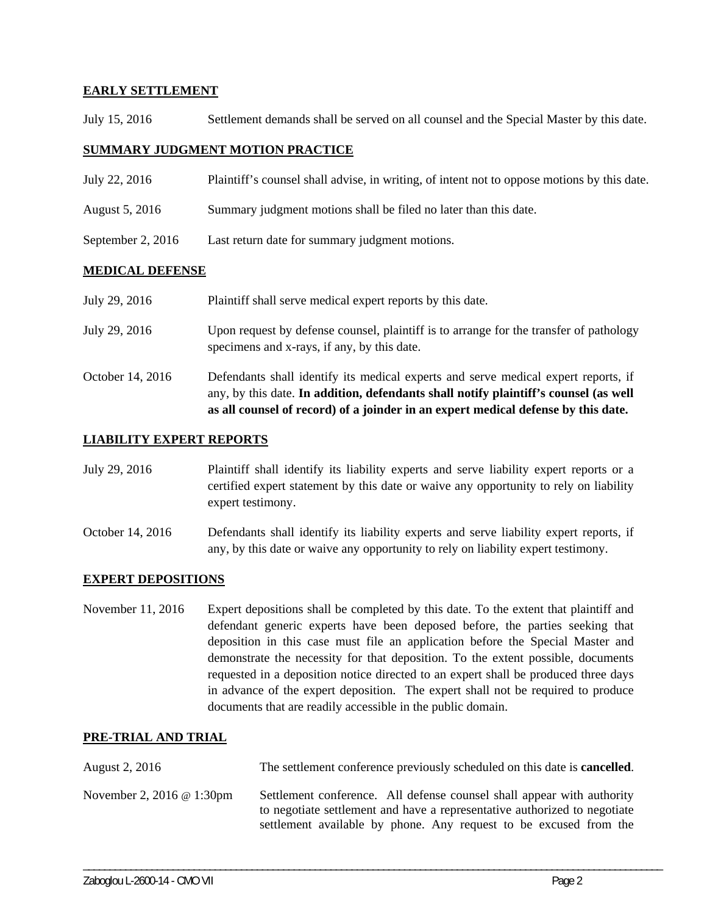**EARLY SETTLEMENT**

July 15, 2016 Settlement demands shall be served on all counsel and the Special Master by this date.

**SUMMARY JUDGMENT MOTION PRACTICE**

July 22, 2016 Plaintiff's counsel shall advise, in writing, of intent not to oppose motions by this date.

August 5, 2016 Summary judgment motions shall be filed no later than this date.

September 2, 2016 Last return date for summary judgment motions.

**MEDICAL DEFENSE**

July 29, 2016 Plaintiff shall serve medical expert reports by this date.

July 29, 2016 Upon request by defense counsel, plaintiff is to arrange for the transfer of pathology specimens and x-rays, if any, by this date.

October 14, 2016 Defendants shall identify its medical experts and serve medical expert reports, if any, by this date. **In addition, defendants shall notify plaintiff's counsel (as well as all counsel of record) of a joinder in an expert medical defense by this date.**

**LIABILITY EXPERT REPORTS**

July 29, 2016 Plaintiff shall identify its liability experts and serve liability expert reports or a certified expert statement by this date or waive any opportunity to rely on liability expert testimony.

October 14, 2016 Defendants shall identify its liability experts and serve liability expert reports, if any, by this date or waive any opportunity to rely on liability expert testimony.

**EXPERT DEPOSITIONS**

November 11, 2016 Expert depositions shall be completed by this date. To the extent that plaintiff and defendant generic experts have been deposed before, the parties seeking that deposition in this case must file an application before the Special Master and demonstrate the necessity for that deposition. To the extent possible, documents requested in a deposition notice directed to an expert shall be produced three days in advance of the expert deposition. The expert shall not be required to produce documents that are readily accessible in the public domain.

**PRE-TRIAL AND TRIAL**

August 2, 2016 The settlement conference previously scheduled on this date is **cancelled**.

November 2, 2016 @ 1:30pm Settlement conference. All defense counsel shall appear with authority to negotiate settlement and have a representative authorized to negotiate settlement available by phone. Any request to be excused from the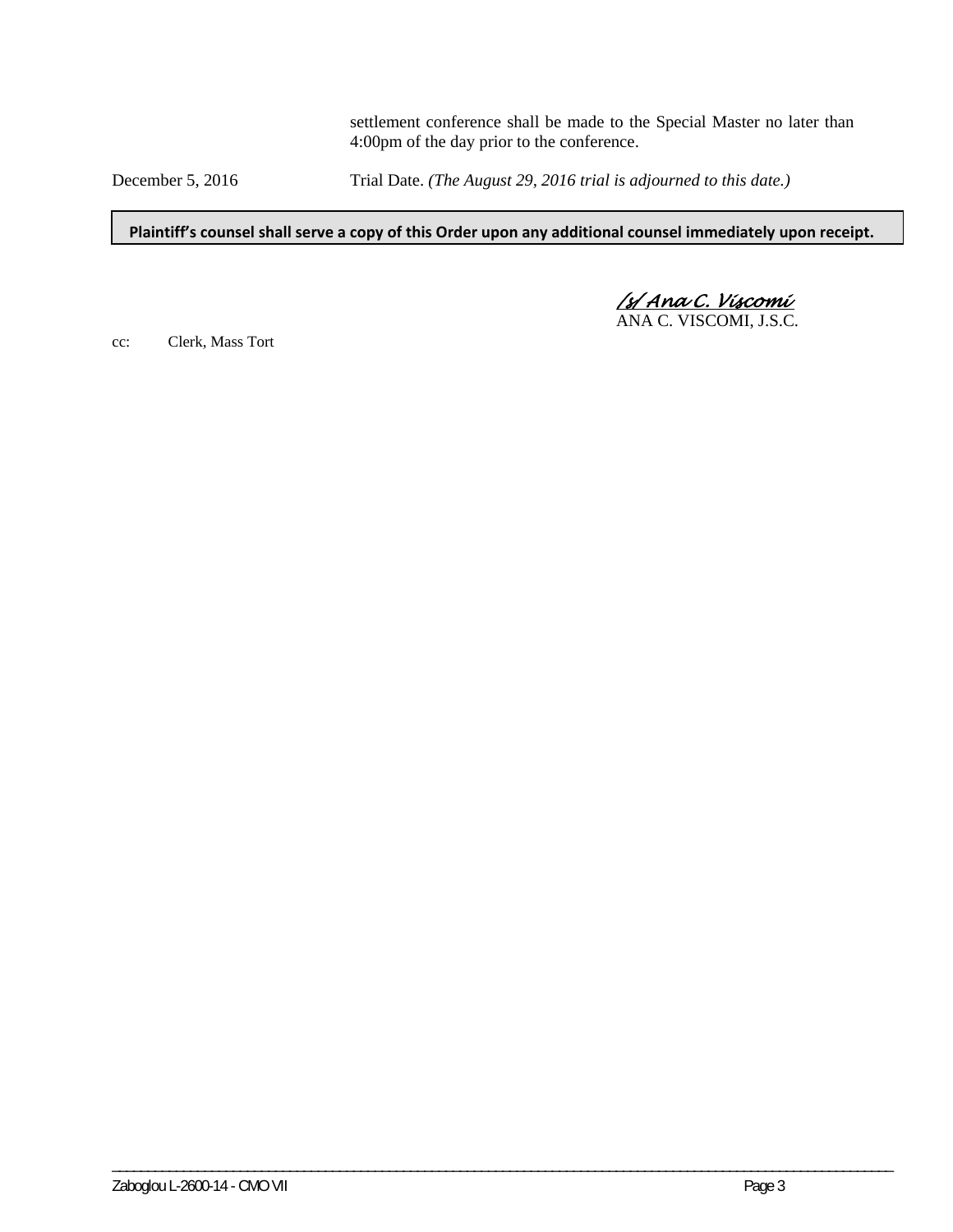| | |
|---|---|
| | settlement conference shall be made to the Special Master no later than 4:00pm of the day prior to the conference. |
| December 5, 2016 | Trial Date. *(The August 29, 2016 trial is adjourned to this date.)* |

**Plaintiff's counsel shall serve a copy of this Order upon any additional counsel immediately upon receipt.**

*/s/ Ana C. Viscomi*
ANA C. VISCOMI, J.S.C.

cc: Clerk, Mass Tort